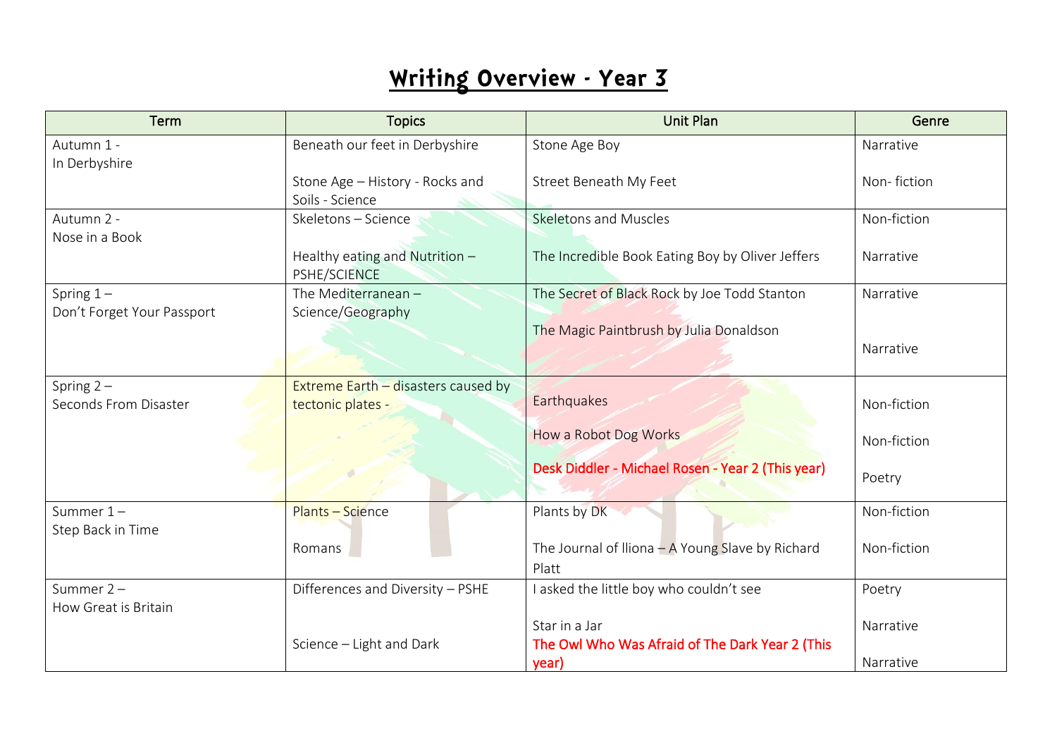# Writing Overview - Year 3

| Term | Topics | Unit Plan | Genre |
|---|---|---|---|
| Autumn 1 - In Derbyshire | Beneath our feet in Derbyshire<br><br>Stone Age – History - Rocks and Soils - Science | Stone Age Boy<br><br>Street Beneath My Feet | Narrative<br><br>Non- fiction |
| Autumn 2 - Nose in a Book | Skeletons – Science<br><br>Healthy eating and Nutrition – PSHE/SCIENCE | Skeletons and Muscles<br><br>The Incredible Book Eating Boy by Oliver Jeffers | Non-fiction<br><br>Narrative |
| Spring 1 – Don't Forget Your Passport | The Mediterranean – Science/Geography | The Secret of Black Rock by Joe Todd Stanton<br><br>The Magic Paintbrush by Julia Donaldson | Narrative<br><br>Narrative |
| Spring 2 – Seconds From Disaster | Extreme Earth – disasters caused by tectonic plates - | Earthquakes<br><br>How a Robot Dog Works<br><br>Desk Diddler - Michael Rosen - Year 2 (This year) | Non-fiction<br><br>Non-fiction<br><br>Poetry |
| Summer 1 – Step Back in Time | Plants – Science<br><br>Romans | Plants by DK<br><br>The Journal of Iliona – A Young Slave by Richard Platt | Non-fiction<br><br>Non-fiction |
| Summer 2 – How Great is Britain | Differences and Diversity – PSHE<br><br>Science – Light and Dark | I asked the little boy who couldn't see<br><br>Star in a Jar<br>The Owl Who Was Afraid of The Dark Year 2 (This year) | Poetry<br><br>Narrative<br><br>Narrative |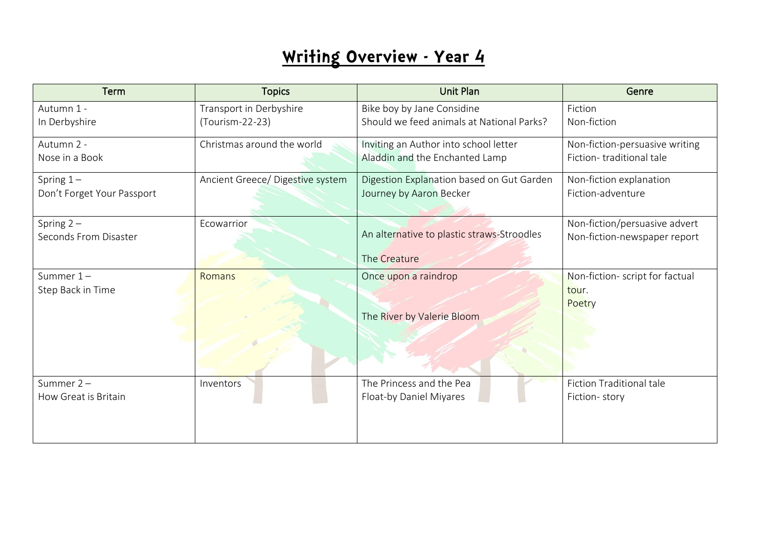# Writing Overview - Year 4

| Term | Topics | Unit Plan | Genre |
|---|---|---|---|
| Autumn 1 - In Derbyshire | Transport in Derbyshire (Tourism-22-23) | Bike boy by Jane Considine<br>Should we feed animals at National Parks? | Fiction<br>Non-fiction |
| Autumn 2 - Nose in a Book | Christmas around the world | Inviting an Author into school letter<br>Aladdin and the Enchanted Lamp | Non-fiction-persuasive writing<br>Fiction- traditional tale |
| Spring 1 – Don't Forget Your Passport | Ancient Greece/ Digestive system | Digestion Explanation based on Gut Garden<br>Journey by Aaron Becker | Non-fiction explanation<br>Fiction-adventure |
| Spring 2 – Seconds From Disaster | Ecowarrior | An alternative to plastic straws-Stroodles<br>The Creature | Non-fiction/persuasive advert<br>Non-fiction-newspaper report |
| Summer 1 – Step Back in Time | Romans | Once upon a raindrop<br>The River by Valerie Bloom | Non-fiction- script for factual tour.<br>Poetry |
| Summer 2 – How Great is Britain | Inventors | The Princess and the Pea<br>Float-by Daniel Miyares | Fiction Traditional tale<br>Fiction- story |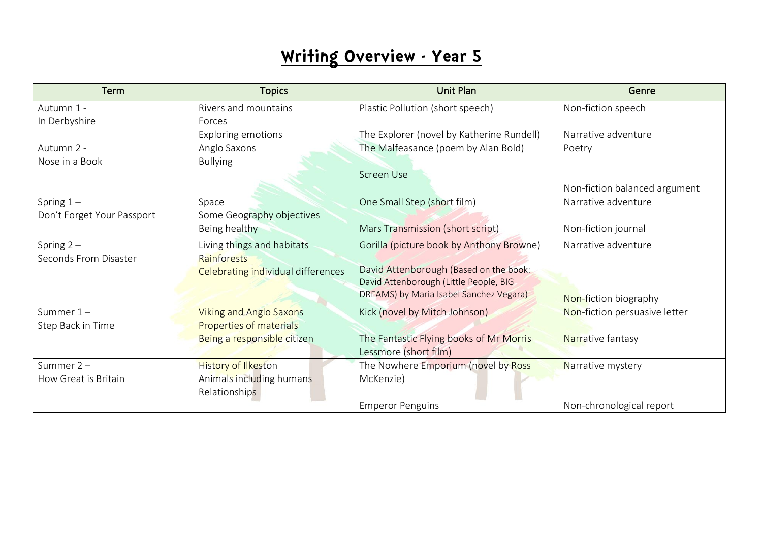# Writing Overview - Year 5

| Term | Topics | Unit Plan | Genre |
|---|---|---|---|
| Autumn 1 - In Derbyshire | Rivers and mountains<br>Forces<br>Exploring emotions | Plastic Pollution (short speech)<br><br>The Explorer (novel by Katherine Rundell) | Non-fiction speech<br><br>Narrative adventure |
| Autumn 2 - Nose in a Book | Anglo Saxons<br>Bullying | The Malfeasance (poem by Alan Bold)<br><br>Screen Use | Poetry<br><br>Non-fiction balanced argument |
| Spring 1 – Don't Forget Your Passport | Space<br>Some Geography objectives<br>Being healthy | One Small Step (short film)<br><br>Mars Transmission (short script) | Narrative adventure<br><br>Non-fiction journal |
| Spring 2 – Seconds From Disaster | Living things and habitats<br>Rainforests<br>Celebrating individual differences | Gorilla (picture book by Anthony Browne)<br><br>David Attenborough (Based on the book: David Attenborough (Little People, BIG DREAMS) by Maria Isabel Sanchez Vegara) | Narrative adventure<br><br>Non-fiction biography |
| Summer 1 – Step Back in Time | Viking and Anglo Saxons<br>Properties of materials<br>Being a responsible citizen | Kick (novel by Mitch Johnson)<br><br>The Fantastic Flying books of Mr Morris Lessmore (short film) | Non-fiction persuasive letter<br><br>Narrative fantasy |
| Summer 2 – How Great is Britain | History of Ilkeston<br>Animals including humans<br>Relationships | The Nowhere Emporium (novel by Ross McKenzie)<br><br>Emperor Penguins | Narrative mystery<br><br>Non-chronological report |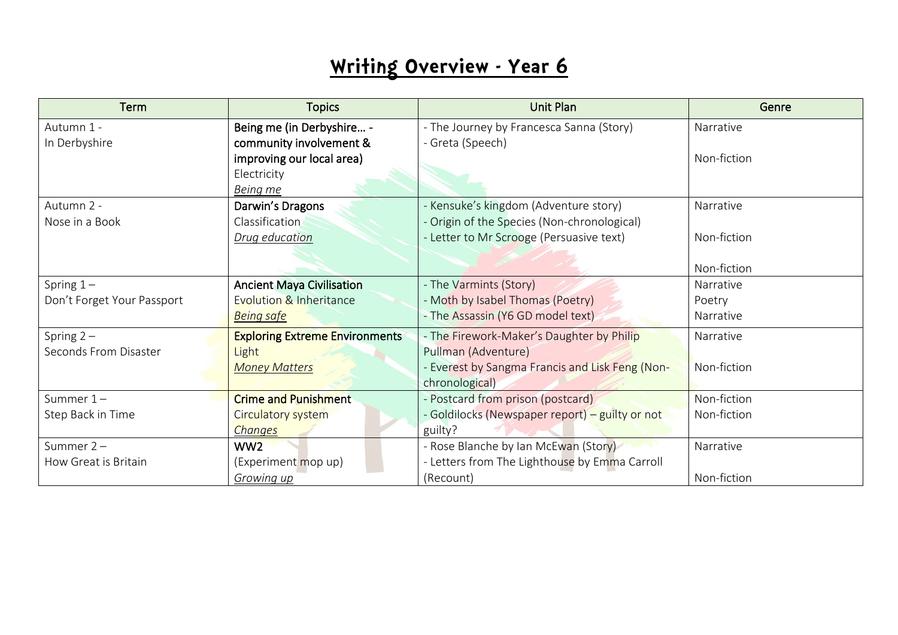# Writing Overview - Year 6

| Term | Topics | Unit Plan | Genre |
|---|---|---|---|
| Autumn 1 - In Derbyshire | **Being me (in Derbyshire… - community involvement & improving our local area)** Electricity *Being me* | - The Journey by Francesca Sanna (Story) - Greta (Speech) | Narrative Non-fiction |
| Autumn 2 - Nose in a Book | **Darwin's Dragons** Classification *Drug education* | - Kensuke's kingdom (Adventure story) - Origin of the Species (Non-chronological) - Letter to Mr Scrooge (Persuasive text) | Narrative Non-fiction Non-fiction |
| Spring 1 – Don't Forget Your Passport | **Ancient Maya Civilisation** Evolution & Inheritance *Being safe* | - The Varmints (Story) - Moth by Isabel Thomas (Poetry) - The Assassin (Y6 GD model text) | Narrative Poetry Narrative |
| Spring 2 – Seconds From Disaster | **Exploring Extreme Environments** Light *Money Matters* | - The Firework-Maker's Daughter by Philip Pullman (Adventure) - Everest by Sangma Francis and Lisk Feng (Non-chronological) | Narrative Non-fiction |
| Summer 1 – Step Back in Time | **Crime and Punishment** Circulatory system *Changes* | - Postcard from prison (postcard) - Goldilocks (Newspaper report) – guilty or not guilty? | Non-fiction Non-fiction |
| Summer 2 – How Great is Britain | **WW2** (Experiment mop up) *Growing up* | - Rose Blanche by Ian McEwan (Story) - Letters from The Lighthouse by Emma Carroll (Recount) | Narrative Non-fiction |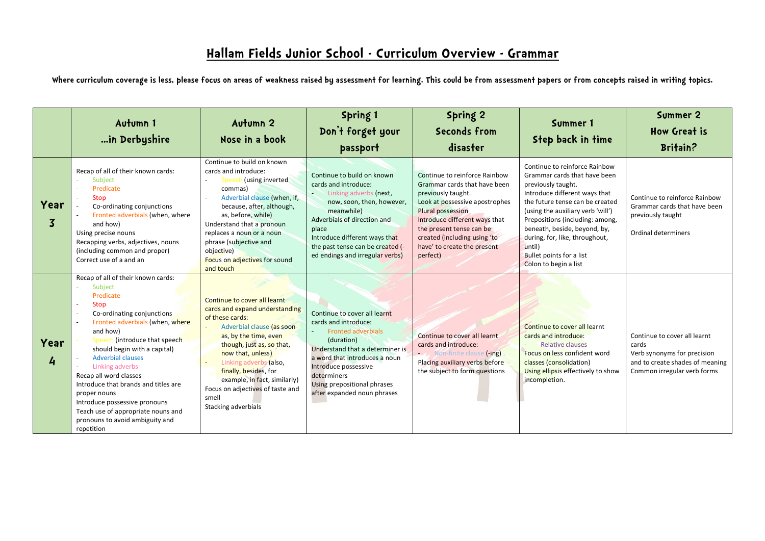# Hallam Fields Junior School - Curriculum Overview - Grammar

**Where curriculum coverage is less, please focus on areas of weakness raised by assessment for learning. This could be from assessment papers or from concepts raised in writing topics.**

| | Autumn 1 …in Derbyshire | Autumn 2 Nose in a book | Spring 1 Don't forget your passport | Spring 2 Seconds from disaster | Summer 1 Step back in time | Summer 2 How Great is Britain? |
|---|---|---|---|---|---|---|
| **Year 3** | Recap of all of their known cards:<br>- Subject<br>- Predicate<br>- Stop<br>- Co-ordinating conjunctions<br>- Fronted adverbials (when, where and how)<br>Using precise nouns<br>Recapping verbs, adjectives, nouns (including common and proper)<br>Correct use of a and an | Continue to build on known cards and introduce:<br>- Speech (using inverted commas)<br>- Adverbial clause (when, if, because, after, although, as, before, while)<br>Understand that a pronoun replaces a noun or a noun phrase (subjective and objective)<br>Focus on adjectives for sound and touch | Continue to build on known cards and introduce:<br>- Linking adverbs (next, now, soon, then, however, meanwhile)<br>Adverbials of direction and place<br>Introduce different ways that the past tense can be created (-ed endings and irregular verbs) | Continue to reinforce Rainbow Grammar cards that have been previously taught.<br>Look at possessive apostrophes<br>Plural possession<br>Introduce different ways that the present tense can be created (including using 'to have' to create the present perfect) | Continue to reinforce Rainbow Grammar cards that have been previously taught.<br>Introduce different ways that the future tense can be created (using the auxiliary verb 'will')<br>Prepositions (including: among, beneath, beside, beyond, by, during, for, like, throughout, until)<br>Bullet points for a list<br>Colon to begin a list | Continue to reinforce Rainbow Grammar cards that have been previously taught<br><br>Ordinal determiners |
| **Year 4** | Recap of all of their known cards:<br>- Subject<br>- Predicate<br>- Stop<br>- Co-ordinating conjunctions<br>- Fronted adverbials (when, where and how)<br>- Speech (introduce that speech should begin with a capital)<br>- Adverbial clauses<br>- Linking adverbs<br>Recap all word classes<br>Introduce that brands and titles are proper nouns<br>Introduce possessive pronouns<br>Teach use of appropriate nouns and pronouns to avoid ambiguity and repetition | Continue to cover all learnt cards and expand understanding of these cards:<br>- Adverbial clause (as soon as, by the time, even though, just as, so that, now that, unless)<br>- Linking adverbs (also, finally, besides, for example, in fact, similarly)<br>Focus on adjectives of taste and smell<br>Stacking adverbials | Continue to cover all learnt cards and introduce:<br>- Fronted adverbials (duration)<br>Understand that a determiner is a word that introduces a noun<br>Introduce possessive determiners<br>Using prepositional phrases after expanded noun phrases | Continue to cover all learnt cards and introduce:<br>- Non-finite clause (-ing)<br>Placing auxiliary verbs before the subject to form questions | Continue to cover all learnt cards and introduce:<br>- Relative clauses<br>Focus on less confident word classes (consolidation)<br>Using ellipsis effectively to show incompletion. | Continue to cover all learnt cards<br>Verb synonyms for precision and to create shades of meaning<br>Common irregular verb forms |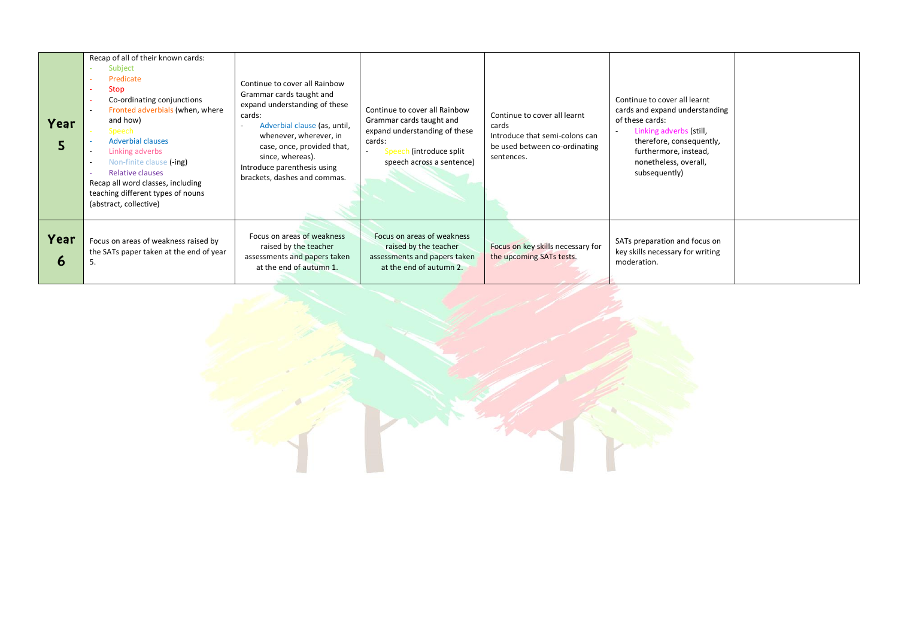| | | | | | | |
|---|---|---|---|---|---|---|
| **Year 5** | Recap of all of their known cards:<br>- Subject<br>- Predicate<br>- Stop<br>- Co-ordinating conjunctions<br>- Fronted adverbials (when, where and how)<br>- Speech<br>- Adverbial clauses<br>- Linking adverbs<br>- Non-finite clause (-ing)<br>- Relative clauses<br>Recap all word classes, including teaching different types of nouns (abstract, collective) | Continue to cover all Rainbow Grammar cards taught and expand understanding of these cards:<br>- Adverbial clause (as, until, whenever, wherever, in case, once, provided that, since, whereas).<br>Introduce parenthesis using brackets, dashes and commas. | Continue to cover all Rainbow Grammar cards taught and expand understanding of these cards:<br>- Speech (introduce split speech across a sentence) | Continue to cover all learnt cards<br>Introduce that semi-colons can be used between co-ordinating sentences. | Continue to cover all learnt cards and expand understanding of these cards:<br>- Linking adverbs (still, therefore, consequently, furthermore, instead, nonetheless, overall, subsequently) | |
| **Year 6** | Focus on areas of weakness raised by the SATs paper taken at the end of year 5. | Focus on areas of weakness raised by the teacher assessments and papers taken at the end of autumn 1. | Focus on areas of weakness raised by the teacher assessments and papers taken at the end of autumn 2. | Focus on key skills necessary for the upcoming SATs tests. | SATs preparation and focus on key skills necessary for writing moderation. | |